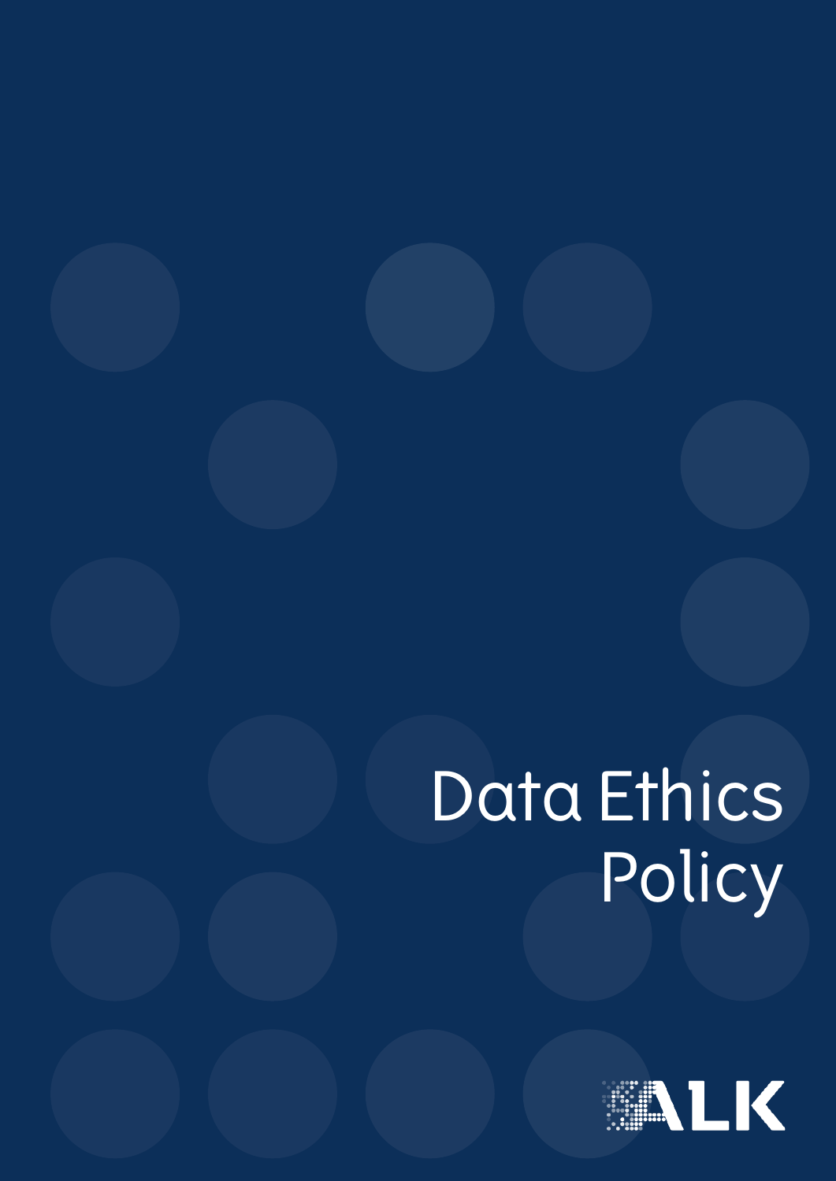# Data Ethics Policy

ALK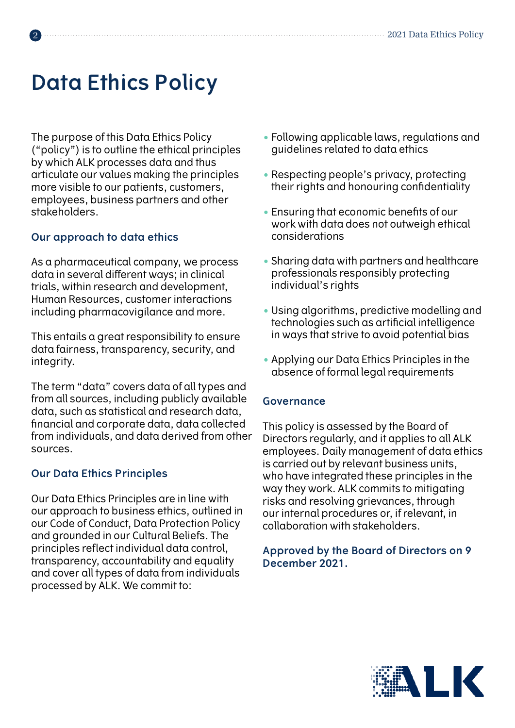# Data Ethics Policy

The purpose of this Data Ethics Policy ("policy") is to outline the ethical principles by which ALK processes data and thus articulate our values making the principles more visible to our patients, customers, employees, business partners and other stakeholders.

### Our approach to data ethics

As a pharmaceutical company, we process data in several different ways; in clinical trials, within research and development, Human Resources, customer interactions including pharmacovigilance and more.

This entails a great responsibility to ensure data fairness, transparency, security, and integrity.

The term "data" covers data of all types and from all sources, including publicly available data, such as statistical and research data, financial and corporate data, data collected from individuals, and data derived from other sources.

### Our Data Ethics Principles

Our Data Ethics Principles are in line with our approach to business ethics, outlined in our Code of Conduct, Data Protection Policy and grounded in our Cultural Beliefs. The principles reflect individual data control, transparency, accountability and equality and cover all types of data from individuals processed by ALK. We commit to:

- Following applicable laws, regulations and guidelines related to data ethics
- Respecting people's privacy, protecting their rights and honouring confidentiality
- Ensuring that economic benefits of our work with data does not outweigh ethical considerations
- Sharing data with partners and healthcare professionals responsibly protecting individual's rights
- Using algorithms, predictive modelling and technologies such as artificial intelligence in ways that strive to avoid potential bias
- Applying our Data Ethics Principles in the absence of formal legal requirements

### Governance

This policy is assessed by the Board of Directors regularly, and it applies to all ALK employees. Daily management of data ethics is carried out by relevant business units, who have integrated these principles in the way they work. ALK commits to mitigating risks and resolving grievances, through our internal procedures or, if relevant, in collaboration with stakeholders.

**Approved by the Board of Directors on 9 December 2021.**